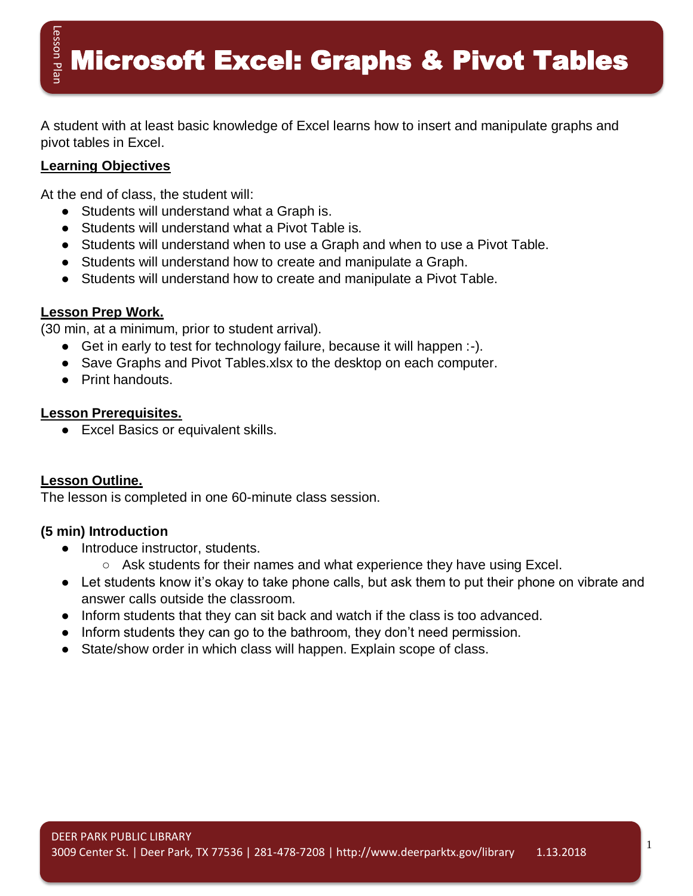# Microsoft Excel: Graphs & Pivot Tables

A student with at least basic knowledge of Excel learns how to insert and manipulate graphs and pivot tables in Excel.

## Learning Objectives

At the end of class, the student will:

- Students will understand what a Graph is.
- Students will understand what a Pivot Table is.
- Students will understand when to use a Graph and when to use a Pivot Table.
- Students will understand how to create and manipulate a Graph.
- Students will understand how to create and manipulate a Pivot Table.

## Lesson Prep Work.

(30 min, at a minimum, prior to student arrival).

- Get in early to test for technology failure, because it will happen :-).
- Save Graphs and Pivot Tables.xlsx to the desktop on each computer.
- Print handouts.

## Lesson Prerequisites.

- Excel Basics or equivalent skills.

## Lesson Outline.

The lesson is completed in one 60-minute class session.

### (5 min) Introduction

- Introduce instructor, students.
  - Ask students for their names and what experience they have using Excel.
- Let students know it's okay to take phone calls, but ask them to put their phone on vibrate and answer calls outside the classroom.
- Inform students that they can sit back and watch if the class is too advanced.
- Inform students they can go to the bathroom, they don't need permission.
- State/show order in which class will happen. Explain scope of class.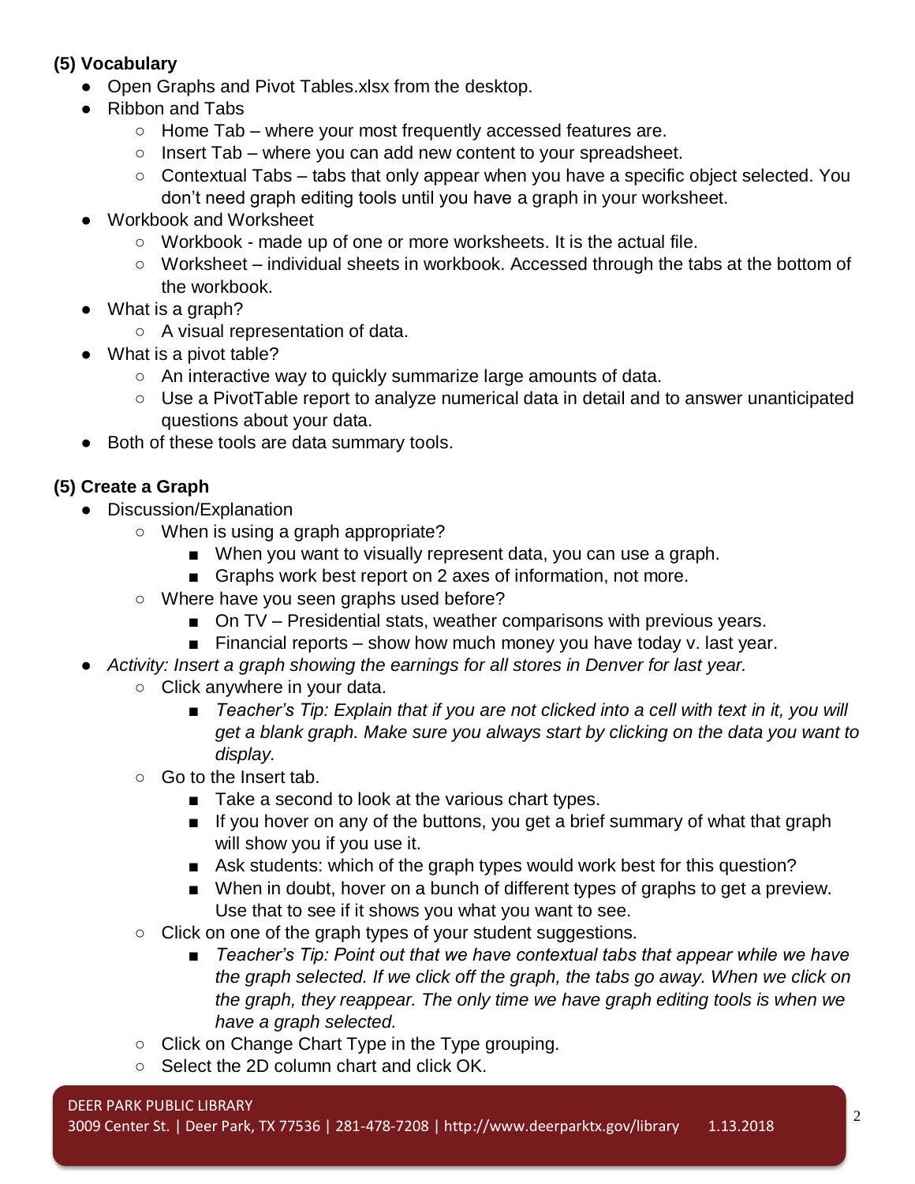**(5) Vocabulary**

- Open Graphs and Pivot Tables.xlsx from the desktop.
- Ribbon and Tabs
  - Home Tab – where your most frequently accessed features are.
  - Insert Tab – where you can add new content to your spreadsheet.
  - Contextual Tabs – tabs that only appear when you have a specific object selected. You don't need graph editing tools until you have a graph in your worksheet.
- Workbook and Worksheet
  - Workbook - made up of one or more worksheets. It is the actual file.
  - Worksheet – individual sheets in workbook. Accessed through the tabs at the bottom of the workbook.
- What is a graph?
  - A visual representation of data.
- What is a pivot table?
  - An interactive way to quickly summarize large amounts of data.
  - Use a PivotTable report to analyze numerical data in detail and to answer unanticipated questions about your data.
- Both of these tools are data summary tools.

**(5) Create a Graph**

- Discussion/Explanation
  - When is using a graph appropriate?
    - When you want to visually represent data, you can use a graph.
    - Graphs work best report on 2 axes of information, not more.
  - Where have you seen graphs used before?
    - On TV – Presidential stats, weather comparisons with previous years.
    - Financial reports – show how much money you have today v. last year.
- *Activity: Insert a graph showing the earnings for all stores in Denver for last year.*
  - Click anywhere in your data.
    - *Teacher's Tip: Explain that if you are not clicked into a cell with text in it, you will get a blank graph. Make sure you always start by clicking on the data you want to display.*
  - Go to the Insert tab.
    - Take a second to look at the various chart types.
    - If you hover on any of the buttons, you get a brief summary of what that graph will show you if you use it.
    - Ask students: which of the graph types would work best for this question?
    - When in doubt, hover on a bunch of different types of graphs to get a preview. Use that to see if it shows you what you want to see.
  - Click on one of the graph types of your student suggestions.
    - *Teacher's Tip: Point out that we have contextual tabs that appear while we have the graph selected. If we click off the graph, the tabs go away. When we click on the graph, they reappear. The only time we have graph editing tools is when we have a graph selected.*
  - Click on Change Chart Type in the Type grouping.
  - Select the 2D column chart and click OK.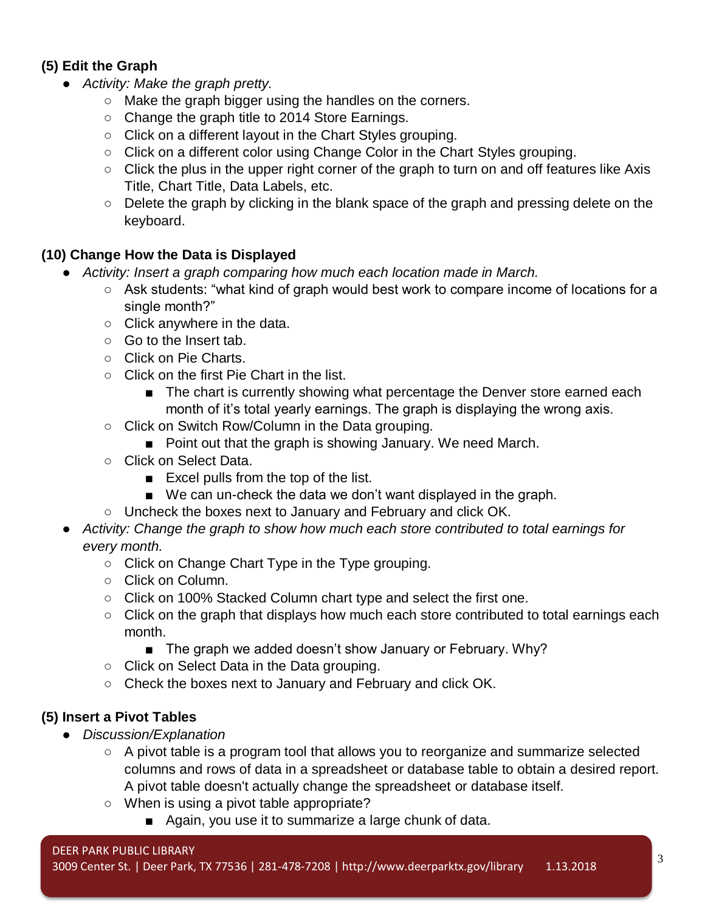**(5) Edit the Graph**

- *Activity: Make the graph pretty.*
    - Make the graph bigger using the handles on the corners.
    - Change the graph title to 2014 Store Earnings.
    - Click on a different layout in the Chart Styles grouping.
    - Click on a different color using Change Color in the Chart Styles grouping.
    - Click the plus in the upper right corner of the graph to turn on and off features like Axis Title, Chart Title, Data Labels, etc.
    - Delete the graph by clicking in the blank space of the graph and pressing delete on the keyboard.

**(10) Change How the Data is Displayed**

- *Activity: Insert a graph comparing how much each location made in March.*
    - Ask students: "what kind of graph would best work to compare income of locations for a single month?"
    - Click anywhere in the data.
    - Go to the Insert tab.
    - Click on Pie Charts.
    - Click on the first Pie Chart in the list.
        - The chart is currently showing what percentage the Denver store earned each month of it's total yearly earnings. The graph is displaying the wrong axis.
    - Click on Switch Row/Column in the Data grouping.
        - Point out that the graph is showing January. We need March.
    - Click on Select Data.
        - Excel pulls from the top of the list.
        - We can un-check the data we don't want displayed in the graph.
    - Uncheck the boxes next to January and February and click OK.
- *Activity: Change the graph to show how much each store contributed to total earnings for every month.*
    - Click on Change Chart Type in the Type grouping.
    - Click on Column.
    - Click on 100% Stacked Column chart type and select the first one.
    - Click on the graph that displays how much each store contributed to total earnings each month.
        - The graph we added doesn't show January or February. Why?
    - Click on Select Data in the Data grouping.
    - Check the boxes next to January and February and click OK.

**(5) Insert a Pivot Tables**

- *Discussion/Explanation*
    - A pivot table is a program tool that allows you to reorganize and summarize selected columns and rows of data in a spreadsheet or database table to obtain a desired report. A pivot table doesn't actually change the spreadsheet or database itself.
    - When is using a pivot table appropriate?
        - Again, you use it to summarize a large chunk of data.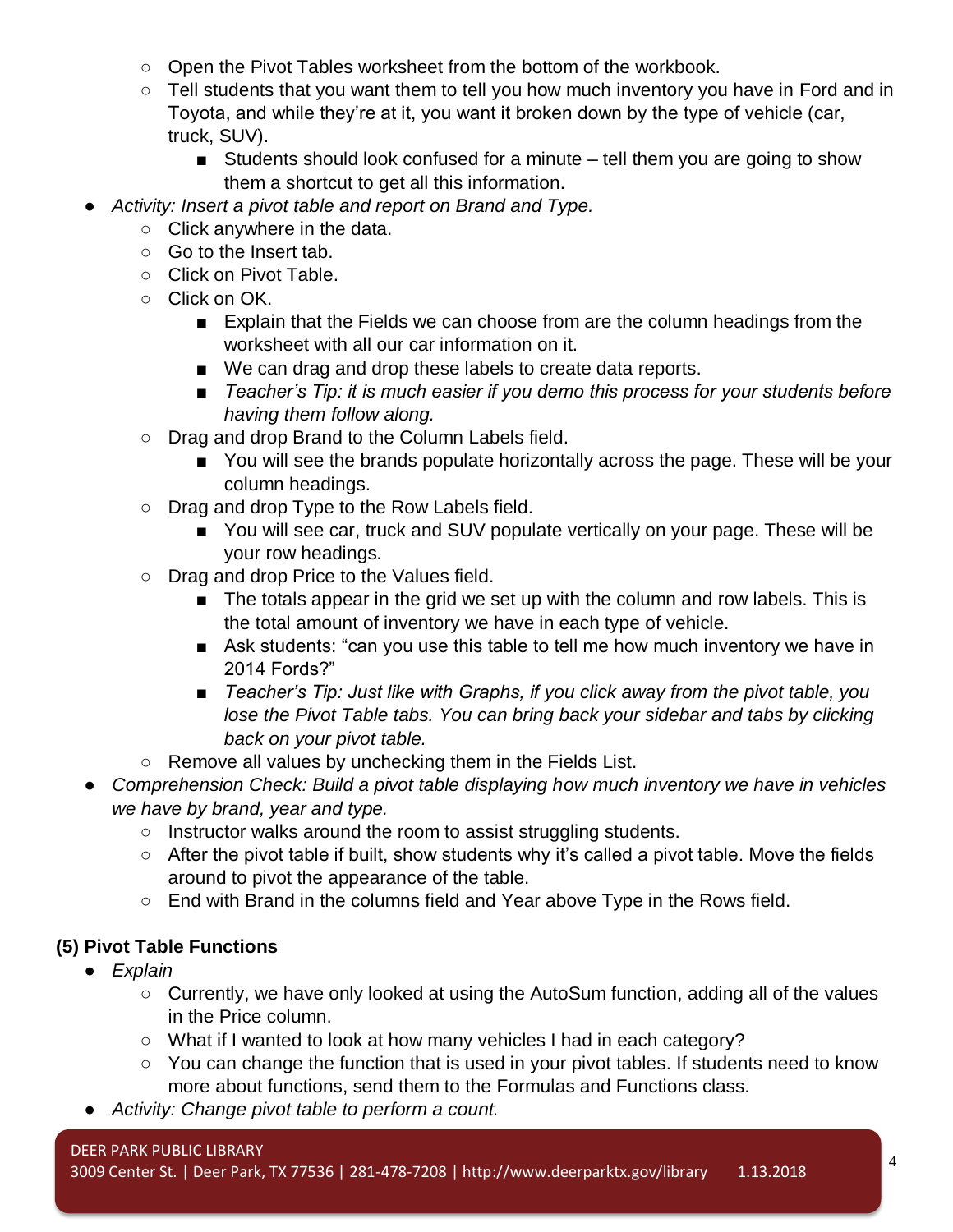- Open the Pivot Tables worksheet from the bottom of the workbook.
  - Tell students that you want them to tell you how much inventory you have in Ford and in Toyota, and while they're at it, you want it broken down by the type of vehicle (car, truck, SUV).
    - Students should look confused for a minute – tell them you are going to show them a shortcut to get all this information.
- *Activity: Insert a pivot table and report on Brand and Type.*
  - Click anywhere in the data.
  - Go to the Insert tab.
  - Click on Pivot Table.
  - Click on OK.
    - Explain that the Fields we can choose from are the column headings from the worksheet with all our car information on it.
    - We can drag and drop these labels to create data reports.
    - *Teacher's Tip: it is much easier if you demo this process for your students before having them follow along.*
  - Drag and drop Brand to the Column Labels field.
    - You will see the brands populate horizontally across the page. These will be your column headings.
  - Drag and drop Type to the Row Labels field.
    - You will see car, truck and SUV populate vertically on your page. These will be your row headings.
  - Drag and drop Price to the Values field.
    - The totals appear in the grid we set up with the column and row labels. This is the total amount of inventory we have in each type of vehicle.
    - Ask students: "can you use this table to tell me how much inventory we have in 2014 Fords?"
    - *Teacher's Tip: Just like with Graphs, if you click away from the pivot table, you lose the Pivot Table tabs. You can bring back your sidebar and tabs by clicking back on your pivot table.*
  - Remove all values by unchecking them in the Fields List.
- *Comprehension Check: Build a pivot table displaying how much inventory we have in vehicles we have by brand, year and type.*
  - Instructor walks around the room to assist struggling students.
  - After the pivot table if built, show students why it's called a pivot table. Move the fields around to pivot the appearance of the table.
  - End with Brand in the columns field and Year above Type in the Rows field.

**(5) Pivot Table Functions**

- *Explain*
  - Currently, we have only looked at using the AutoSum function, adding all of the values in the Price column.
  - What if I wanted to look at how many vehicles I had in each category?
  - You can change the function that is used in your pivot tables. If students need to know more about functions, send them to the Formulas and Functions class.
- *Activity: Change pivot table to perform a count.*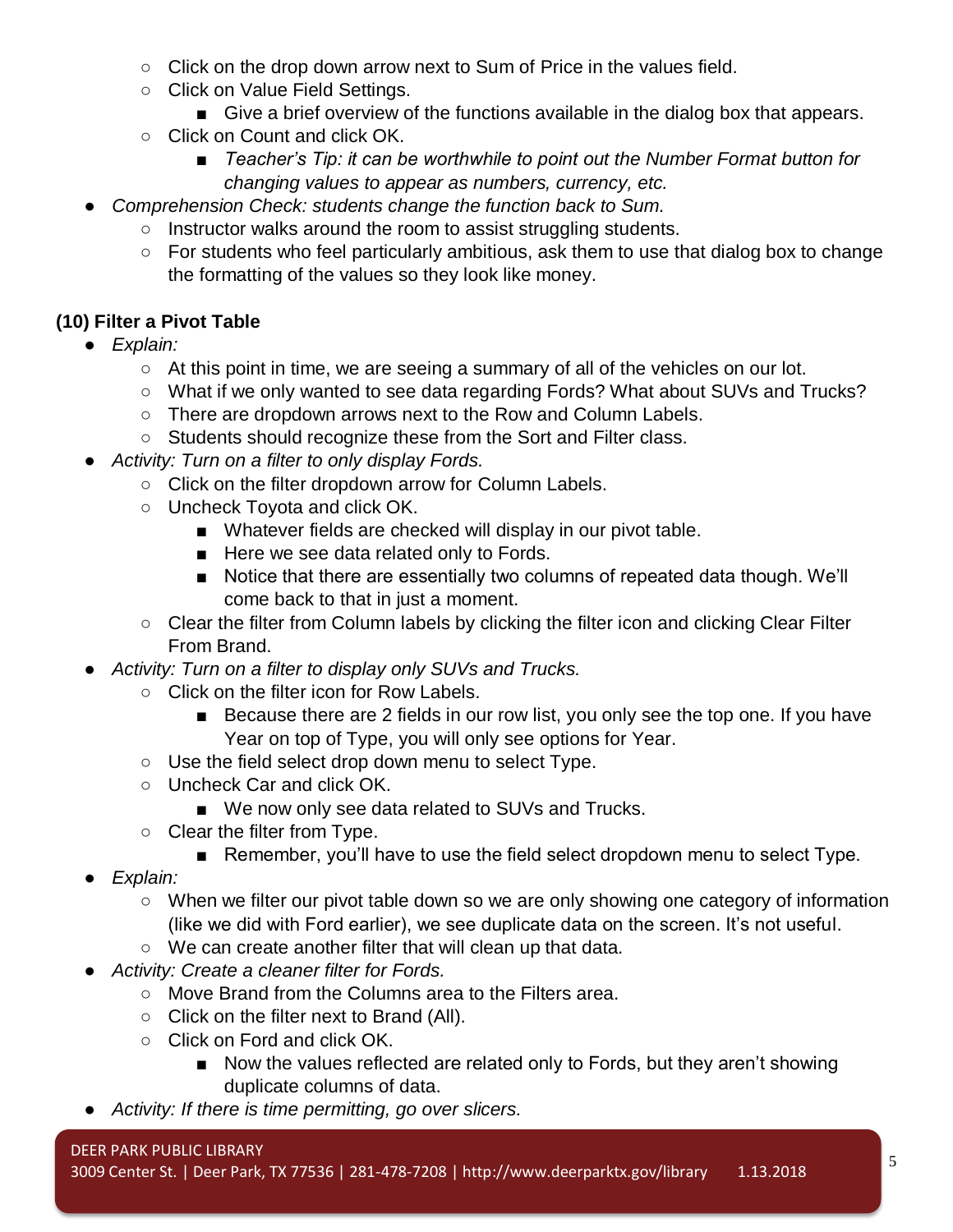- Click on the drop down arrow next to Sum of Price in the values field.
- Click on Value Field Settings.
  - Give a brief overview of the functions available in the dialog box that appears.
- Click on Count and click OK.
  - *Teacher's Tip: it can be worthwhile to point out the Number Format button for changing values to appear as numbers, currency, etc.*

- *Comprehension Check: students change the function back to Sum.*
  - Instructor walks around the room to assist struggling students.
  - For students who feel particularly ambitious, ask them to use that dialog box to change the formatting of the values so they look like money.

**(10) Filter a Pivot Table**

- *Explain:*
  - At this point in time, we are seeing a summary of all of the vehicles on our lot.
  - What if we only wanted to see data regarding Fords? What about SUVs and Trucks?
  - There are dropdown arrows next to the Row and Column Labels.
  - Students should recognize these from the Sort and Filter class.
- *Activity: Turn on a filter to only display Fords.*
  - Click on the filter dropdown arrow for Column Labels.
  - Uncheck Toyota and click OK.
    - Whatever fields are checked will display in our pivot table.
    - Here we see data related only to Fords.
    - Notice that there are essentially two columns of repeated data though. We'll come back to that in just a moment.
  - Clear the filter from Column labels by clicking the filter icon and clicking Clear Filter From Brand.
- *Activity: Turn on a filter to display only SUVs and Trucks.*
  - Click on the filter icon for Row Labels.
    - Because there are 2 fields in our row list, you only see the top one. If you have Year on top of Type, you will only see options for Year.
  - Use the field select drop down menu to select Type.
  - Uncheck Car and click OK.
    - We now only see data related to SUVs and Trucks.
  - Clear the filter from Type.
    - Remember, you'll have to use the field select dropdown menu to select Type.
- *Explain:*
  - When we filter our pivot table down so we are only showing one category of information (like we did with Ford earlier), we see duplicate data on the screen. It's not useful.
  - We can create another filter that will clean up that data.
- *Activity: Create a cleaner filter for Fords.*
  - Move Brand from the Columns area to the Filters area.
  - Click on the filter next to Brand (All).
  - Click on Ford and click OK.
    - Now the values reflected are related only to Fords, but they aren't showing duplicate columns of data.
- *Activity: If there is time permitting, go over slicers.*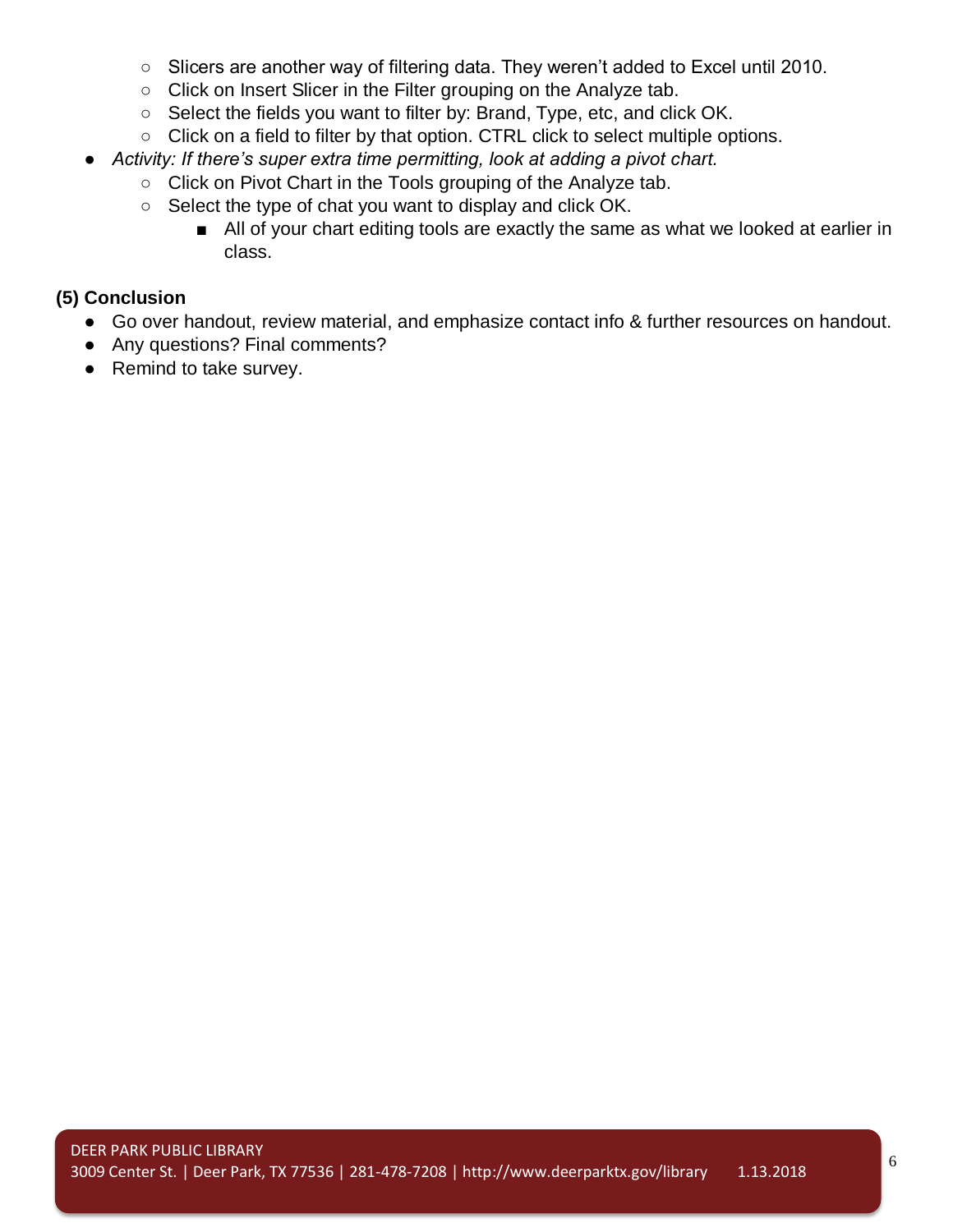- Slicers are another way of filtering data. They weren't added to Excel until 2010.
    - Click on Insert Slicer in the Filter grouping on the Analyze tab.
    - Select the fields you want to filter by: Brand, Type, etc, and click OK.
    - Click on a field to filter by that option. CTRL click to select multiple options.
- *Activity: If there's super extra time permitting, look at adding a pivot chart.*
    - Click on Pivot Chart in the Tools grouping of the Analyze tab.
    - Select the type of chat you want to display and click OK.
        - All of your chart editing tools are exactly the same as what we looked at earlier in class.

**(5) Conclusion**

- Go over handout, review material, and emphasize contact info & further resources on handout.
- Any questions? Final comments?
- Remind to take survey.